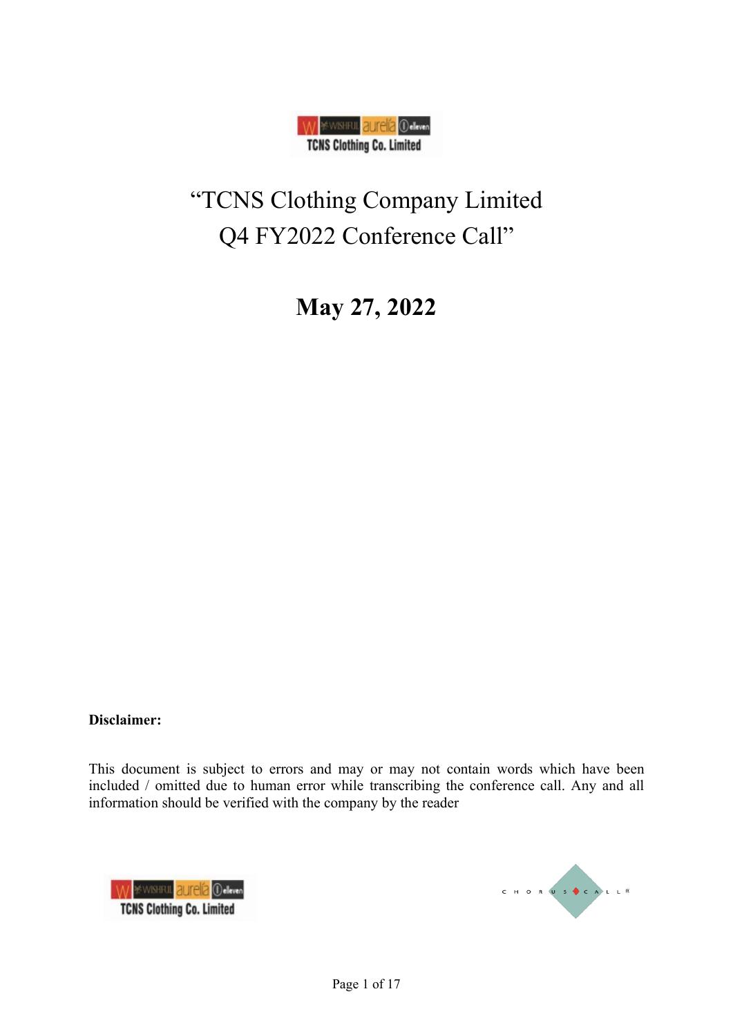# "TCNS Clothing Company Limited Q4 FY2022 Conference Call"

## May 27, 2022

**Disclaimer:**

This document is subject to errors and may or may not contain words which have been included / omitted due to human error while transcribing the conference call. Any and all information should be verified with the company by the reader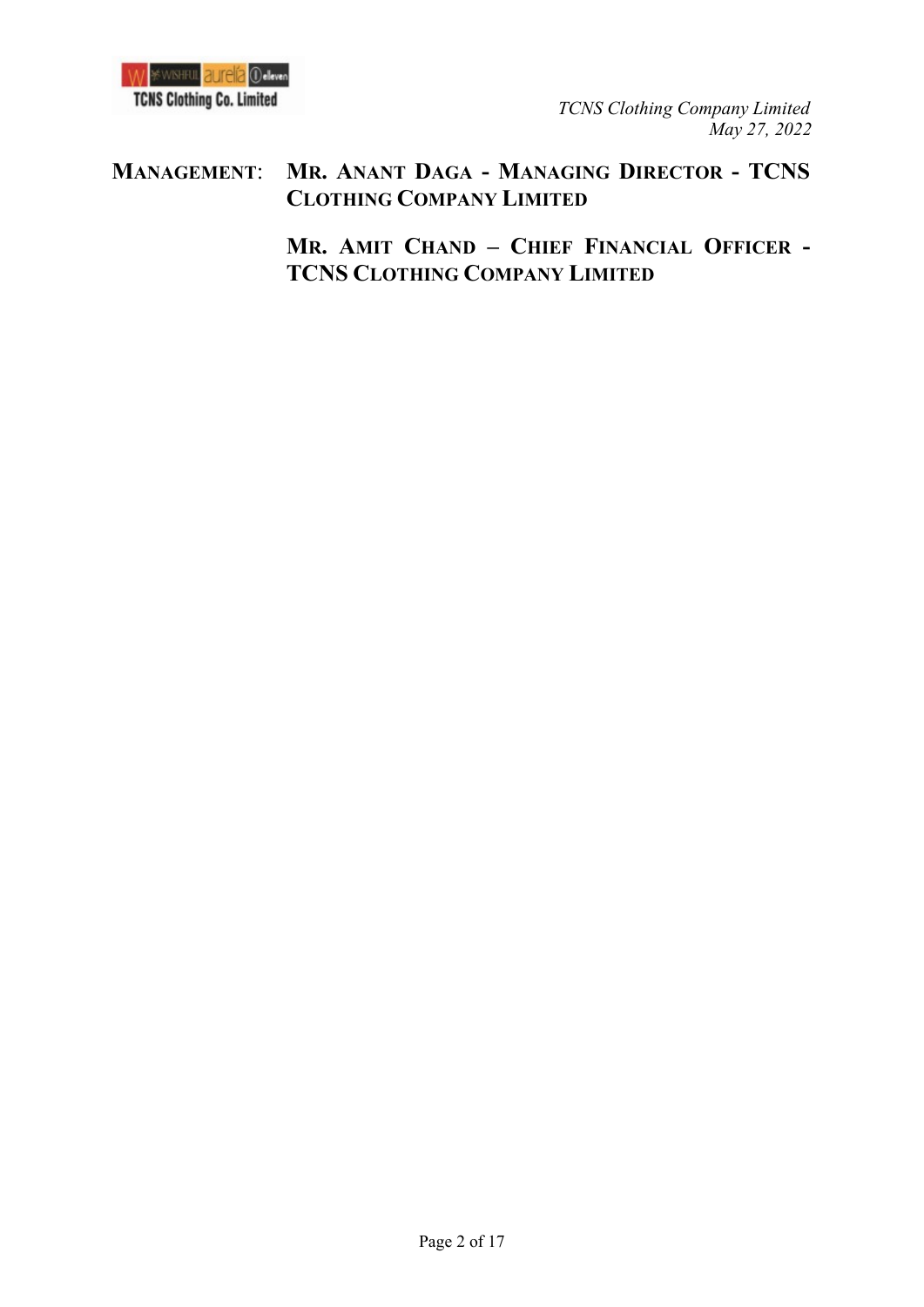**MANAGEMENT**: **MR. ANANT DAGA - MANAGING DIRECTOR - TCNS CLOTHING COMPANY LIMITED**

**MR. AMIT CHAND – CHIEF FINANCIAL OFFICER - TCNS CLOTHING COMPANY LIMITED**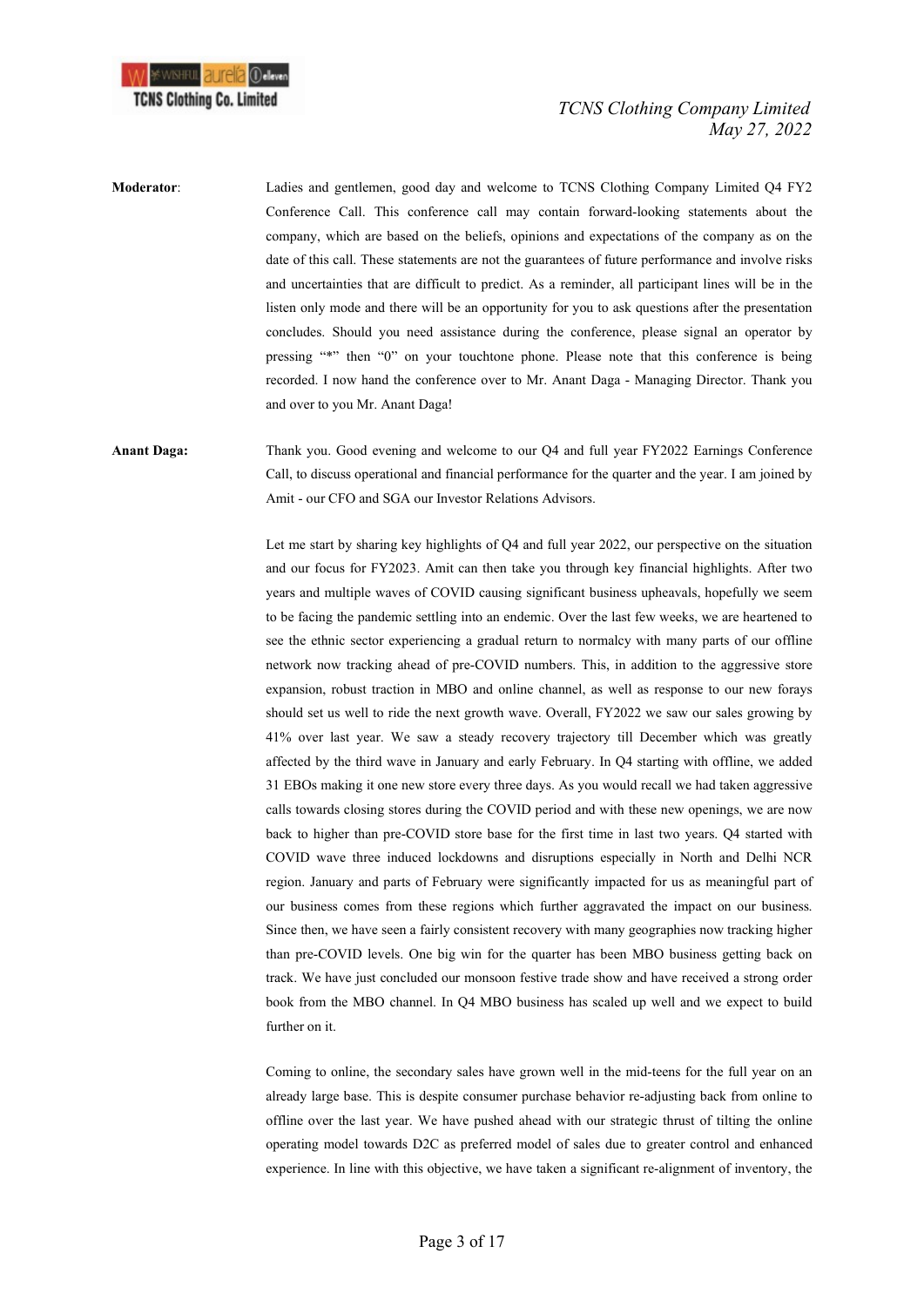**Moderator**: Ladies and gentlemen, good day and welcome to TCNS Clothing Company Limited Q4 FY2 Conference Call. This conference call may contain forward-looking statements about the company, which are based on the beliefs, opinions and expectations of the company as on the date of this call. These statements are not the guarantees of future performance and involve risks and uncertainties that are difficult to predict. As a reminder, all participant lines will be in the listen only mode and there will be an opportunity for you to ask questions after the presentation concludes. Should you need assistance during the conference, please signal an operator by pressing "*" then "0" on your touchtone phone. Please note that this conference is being recorded. I now hand the conference over to Mr. Anant Daga - Managing Director. Thank you and over to you Mr. Anant Daga!

**Anant Daga:** Thank you. Good evening and welcome to our Q4 and full year FY2022 Earnings Conference Call, to discuss operational and financial performance for the quarter and the year. I am joined by Amit - our CFO and SGA our Investor Relations Advisors.

Let me start by sharing key highlights of Q4 and full year 2022, our perspective on the situation and our focus for FY2023. Amit can then take you through key financial highlights. After two years and multiple waves of COVID causing significant business upheavals, hopefully we seem to be facing the pandemic settling into an endemic. Over the last few weeks, we are heartened to see the ethnic sector experiencing a gradual return to normalcy with many parts of our offline network now tracking ahead of pre-COVID numbers. This, in addition to the aggressive store expansion, robust traction in MBO and online channel, as well as response to our new forays should set us well to ride the next growth wave. Overall, FY2022 we saw our sales growing by 41% over last year. We saw a steady recovery trajectory till December which was greatly affected by the third wave in January and early February. In Q4 starting with offline, we added 31 EBOs making it one new store every three days. As you would recall we had taken aggressive calls towards closing stores during the COVID period and with these new openings, we are now back to higher than pre-COVID store base for the first time in last two years. Q4 started with COVID wave three induced lockdowns and disruptions especially in North and Delhi NCR region. January and parts of February were significantly impacted for us as meaningful part of our business comes from these regions which further aggravated the impact on our business. Since then, we have seen a fairly consistent recovery with many geographies now tracking higher than pre-COVID levels. One big win for the quarter has been MBO business getting back on track. We have just concluded our monsoon festive trade show and have received a strong order book from the MBO channel. In Q4 MBO business has scaled up well and we expect to build further on it.

Coming to online, the secondary sales have grown well in the mid-teens for the full year on an already large base. This is despite consumer purchase behavior re-adjusting back from online to offline over the last year. We have pushed ahead with our strategic thrust of tilting the online operating model towards D2C as preferred model of sales due to greater control and enhanced experience. In line with this objective, we have taken a significant re-alignment of inventory, the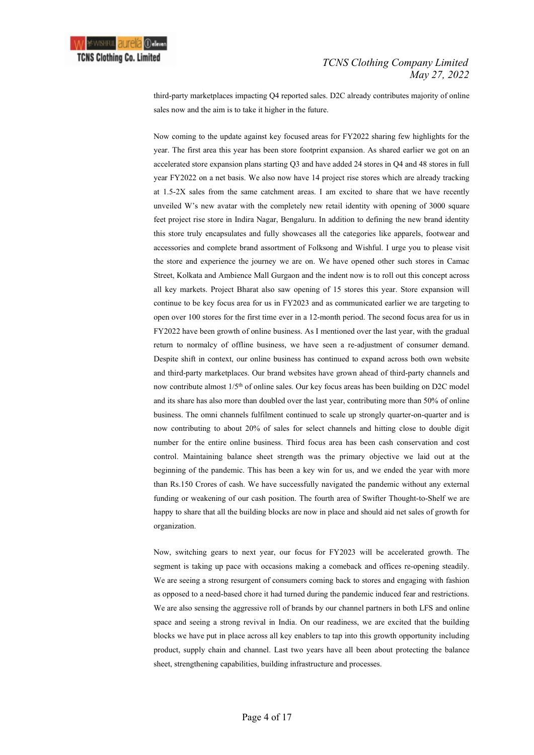third-party marketplaces impacting Q4 reported sales. D2C already contributes majority of online sales now and the aim is to take it higher in the future.

Now coming to the update against key focused areas for FY2022 sharing few highlights for the year. The first area this year has been store footprint expansion. As shared earlier we got on an accelerated store expansion plans starting Q3 and have added 24 stores in Q4 and 48 stores in full year FY2022 on a net basis. We also now have 14 project rise stores which are already tracking at 1.5-2X sales from the same catchment areas. I am excited to share that we have recently unveiled W's new avatar with the completely new retail identity with opening of 3000 square feet project rise store in Indira Nagar, Bengaluru. In addition to defining the new brand identity this store truly encapsulates and fully showcases all the categories like apparels, footwear and accessories and complete brand assortment of Folksong and Wishful. I urge you to please visit the store and experience the journey we are on. We have opened other such stores in Camac Street, Kolkata and Ambience Mall Gurgaon and the indent now is to roll out this concept across all key markets. Project Bharat also saw opening of 15 stores this year. Store expansion will continue to be key focus area for us in FY2023 and as communicated earlier we are targeting to open over 100 stores for the first time ever in a 12-month period. The second focus area for us in FY2022 have been growth of online business. As I mentioned over the last year, with the gradual return to normalcy of offline business, we have seen a re-adjustment of consumer demand. Despite shift in context, our online business has continued to expand across both own website and third-party marketplaces. Our brand websites have grown ahead of third-party channels and now contribute almost 1/5th of online sales. Our key focus areas has been building on D2C model and its share has also more than doubled over the last year, contributing more than 50% of online business. The omni channels fulfilment continued to scale up strongly quarter-on-quarter and is now contributing to about 20% of sales for select channels and hitting close to double digit number for the entire online business. Third focus area has been cash conservation and cost control. Maintaining balance sheet strength was the primary objective we laid out at the beginning of the pandemic. This has been a key win for us, and we ended the year with more than Rs.150 Crores of cash. We have successfully navigated the pandemic without any external funding or weakening of our cash position. The fourth area of Swifter Thought-to-Shelf we are happy to share that all the building blocks are now in place and should aid net sales of growth for organization.

Now, switching gears to next year, our focus for FY2023 will be accelerated growth. The segment is taking up pace with occasions making a comeback and offices re-opening steadily. We are seeing a strong resurgent of consumers coming back to stores and engaging with fashion as opposed to a need-based chore it had turned during the pandemic induced fear and restrictions. We are also sensing the aggressive roll of brands by our channel partners in both LFS and online space and seeing a strong revival in India. On our readiness, we are excited that the building blocks we have put in place across all key enablers to tap into this growth opportunity including product, supply chain and channel. Last two years have all been about protecting the balance sheet, strengthening capabilities, building infrastructure and processes.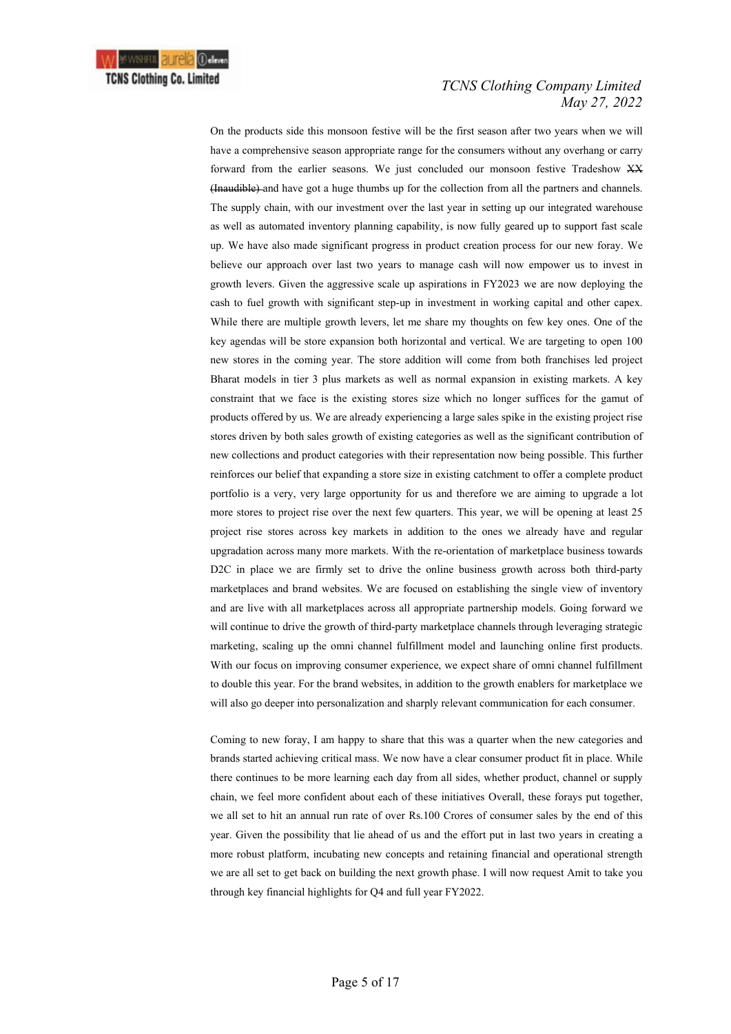On the products side this monsoon festive will be the first season after two years when we will have a comprehensive season appropriate range for the consumers without any overhang or carry forward from the earlier seasons. We just concluded our monsoon festive Tradeshow ~~XX (Inaudible)~~ and have got a huge thumbs up for the collection from all the partners and channels. The supply chain, with our investment over the last year in setting up our integrated warehouse as well as automated inventory planning capability, is now fully geared up to support fast scale up. We have also made significant progress in product creation process for our new foray. We believe our approach over last two years to manage cash will now empower us to invest in growth levers. Given the aggressive scale up aspirations in FY2023 we are now deploying the cash to fuel growth with significant step-up in investment in working capital and other capex. While there are multiple growth levers, let me share my thoughts on few key ones. One of the key agendas will be store expansion both horizontal and vertical. We are targeting to open 100 new stores in the coming year. The store addition will come from both franchises led project Bharat models in tier 3 plus markets as well as normal expansion in existing markets. A key constraint that we face is the existing stores size which no longer suffices for the gamut of products offered by us. We are already experiencing a large sales spike in the existing project rise stores driven by both sales growth of existing categories as well as the significant contribution of new collections and product categories with their representation now being possible. This further reinforces our belief that expanding a store size in existing catchment to offer a complete product portfolio is a very, very large opportunity for us and therefore we are aiming to upgrade a lot more stores to project rise over the next few quarters. This year, we will be opening at least 25 project rise stores across key markets in addition to the ones we already have and regular upgradation across many more markets. With the re-orientation of marketplace business towards D2C in place we are firmly set to drive the online business growth across both third-party marketplaces and brand websites. We are focused on establishing the single view of inventory and are live with all marketplaces across all appropriate partnership models. Going forward we will continue to drive the growth of third-party marketplace channels through leveraging strategic marketing, scaling up the omni channel fulfillment model and launching online first products. With our focus on improving consumer experience, we expect share of omni channel fulfillment to double this year. For the brand websites, in addition to the growth enablers for marketplace we will also go deeper into personalization and sharply relevant communication for each consumer.

Coming to new foray, I am happy to share that this was a quarter when the new categories and brands started achieving critical mass. We now have a clear consumer product fit in place. While there continues to be more learning each day from all sides, whether product, channel or supply chain, we feel more confident about each of these initiatives Overall, these forays put together, we all set to hit an annual run rate of over Rs.100 Crores of consumer sales by the end of this year. Given the possibility that lie ahead of us and the effort put in last two years in creating a more robust platform, incubating new concepts and retaining financial and operational strength we are all set to get back on building the next growth phase. I will now request Amit to take you through key financial highlights for Q4 and full year FY2022.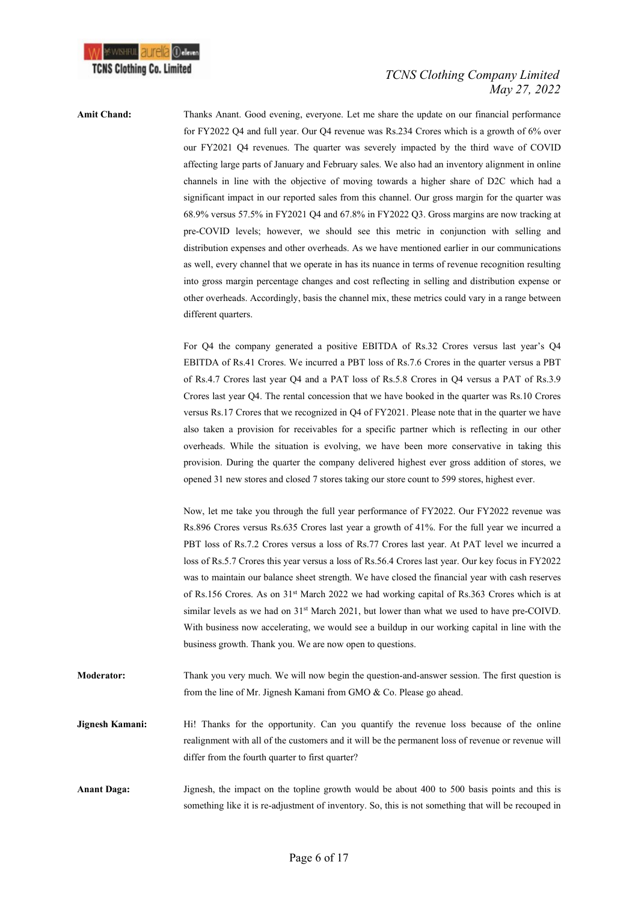**Amit Chand:** Thanks Anant. Good evening, everyone. Let me share the update on our financial performance for FY2022 Q4 and full year. Our Q4 revenue was Rs.234 Crores which is a growth of 6% over our FY2021 Q4 revenues. The quarter was severely impacted by the third wave of COVID affecting large parts of January and February sales. We also had an inventory alignment in online channels in line with the objective of moving towards a higher share of D2C which had a significant impact in our reported sales from this channel. Our gross margin for the quarter was 68.9% versus 57.5% in FY2021 Q4 and 67.8% in FY2022 Q3. Gross margins are now tracking at pre-COVID levels; however, we should see this metric in conjunction with selling and distribution expenses and other overheads. As we have mentioned earlier in our communications as well, every channel that we operate in has its nuance in terms of revenue recognition resulting into gross margin percentage changes and cost reflecting in selling and distribution expense or other overheads. Accordingly, basis the channel mix, these metrics could vary in a range between different quarters.

For Q4 the company generated a positive EBITDA of Rs.32 Crores versus last year's Q4 EBITDA of Rs.41 Crores. We incurred a PBT loss of Rs.7.6 Crores in the quarter versus a PBT of Rs.4.7 Crores last year Q4 and a PAT loss of Rs.5.8 Crores in Q4 versus a PAT of Rs.3.9 Crores last year Q4. The rental concession that we have booked in the quarter was Rs.10 Crores versus Rs.17 Crores that we recognized in Q4 of FY2021. Please note that in the quarter we have also taken a provision for receivables for a specific partner which is reflecting in our other overheads. While the situation is evolving, we have been more conservative in taking this provision. During the quarter the company delivered highest ever gross addition of stores, we opened 31 new stores and closed 7 stores taking our store count to 599 stores, highest ever.

Now, let me take you through the full year performance of FY2022. Our FY2022 revenue was Rs.896 Crores versus Rs.635 Crores last year a growth of 41%. For the full year we incurred a PBT loss of Rs.7.2 Crores versus a loss of Rs.77 Crores last year. At PAT level we incurred a loss of Rs.5.7 Crores this year versus a loss of Rs.56.4 Crores last year. Our key focus in FY2022 was to maintain our balance sheet strength. We have closed the financial year with cash reserves of Rs.156 Crores. As on 31st March 2022 we had working capital of Rs.363 Crores which is at similar levels as we had on 31st March 2021, but lower than what we used to have pre-COIVD. With business now accelerating, we would see a buildup in our working capital in line with the business growth. Thank you. We are now open to questions.

**Moderator:** Thank you very much. We will now begin the question-and-answer session. The first question is from the line of Mr. Jignesh Kamani from GMO & Co. Please go ahead.

**Jignesh Kamani:** Hi! Thanks for the opportunity. Can you quantify the revenue loss because of the online realignment with all of the customers and it will be the permanent loss of revenue or revenue will differ from the fourth quarter to first quarter?

**Anant Daga:** Jignesh, the impact on the topline growth would be about 400 to 500 basis points and this is something like it is re-adjustment of inventory. So, this is not something that will be recouped in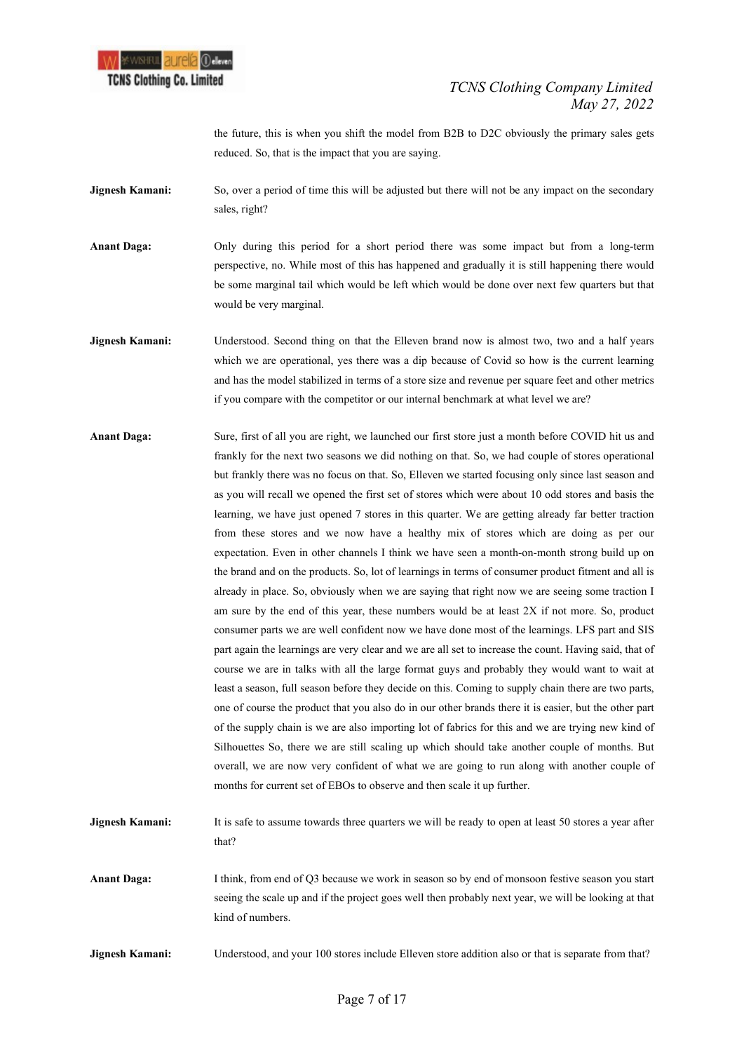the future, this is when you shift the model from B2B to D2C obviously the primary sales gets reduced. So, that is the impact that you are saying.

**Jignesh Kamani:** So, over a period of time this will be adjusted but there will not be any impact on the secondary sales, right?

**Anant Daga:** Only during this period for a short period there was some impact but from a long-term perspective, no. While most of this has happened and gradually it is still happening there would be some marginal tail which would be left which would be done over next few quarters but that would be very marginal.

**Jignesh Kamani:** Understood. Second thing on that the Elleven brand now is almost two, two and a half years which we are operational, yes there was a dip because of Covid so how is the current learning and has the model stabilized in terms of a store size and revenue per square feet and other metrics if you compare with the competitor or our internal benchmark at what level we are?

**Anant Daga:** Sure, first of all you are right, we launched our first store just a month before COVID hit us and frankly for the next two seasons we did nothing on that. So, we had couple of stores operational but frankly there was no focus on that. So, Elleven we started focusing only since last season and as you will recall we opened the first set of stores which were about 10 odd stores and basis the learning, we have just opened 7 stores in this quarter. We are getting already far better traction from these stores and we now have a healthy mix of stores which are doing as per our expectation. Even in other channels I think we have seen a month-on-month strong build up on the brand and on the products. So, lot of learnings in terms of consumer product fitment and all is already in place. So, obviously when we are saying that right now we are seeing some traction I am sure by the end of this year, these numbers would be at least 2X if not more. So, product consumer parts we are well confident now we have done most of the learnings. LFS part and SIS part again the learnings are very clear and we are all set to increase the count. Having said, that of course we are in talks with all the large format guys and probably they would want to wait at least a season, full season before they decide on this. Coming to supply chain there are two parts, one of course the product that you also do in our other brands there it is easier, but the other part of the supply chain is we are also importing lot of fabrics for this and we are trying new kind of Silhouettes So, there we are still scaling up which should take another couple of months. But overall, we are now very confident of what we are going to run along with another couple of months for current set of EBOs to observe and then scale it up further.

**Jignesh Kamani:** It is safe to assume towards three quarters we will be ready to open at least 50 stores a year after that?

**Anant Daga:** I think, from end of Q3 because we work in season so by end of monsoon festive season you start seeing the scale up and if the project goes well then probably next year, we will be looking at that kind of numbers.

**Jignesh Kamani:** Understood, and your 100 stores include Elleven store addition also or that is separate from that?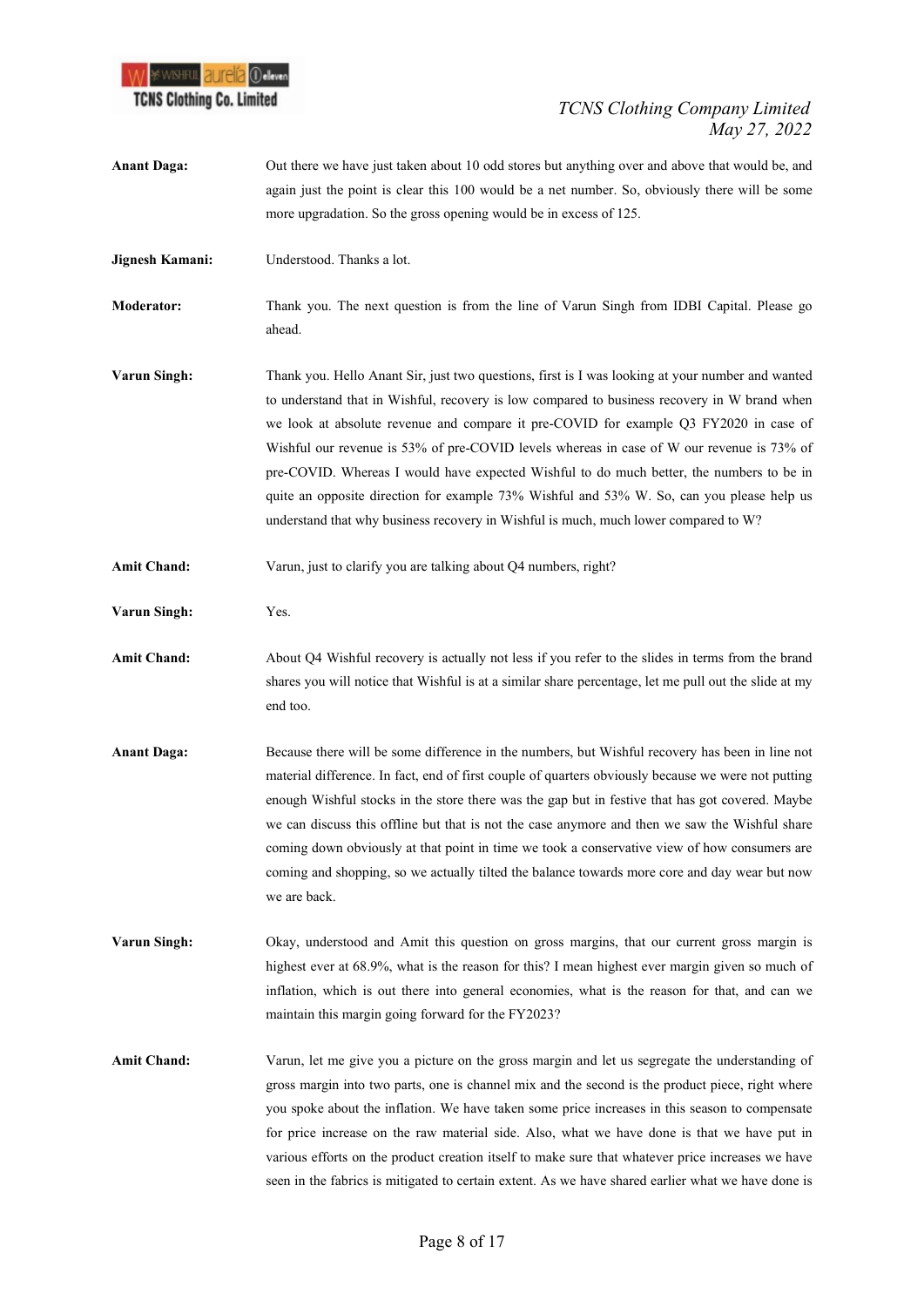**Anant Daga:** Out there we have just taken about 10 odd stores but anything over and above that would be, and again just the point is clear this 100 would be a net number. So, obviously there will be some more upgradation. So the gross opening would be in excess of 125.

**Jignesh Kamani:** Understood. Thanks a lot.

**Moderator:** Thank you. The next question is from the line of Varun Singh from IDBI Capital. Please go ahead.

**Varun Singh:** Thank you. Hello Anant Sir, just two questions, first is I was looking at your number and wanted to understand that in Wishful, recovery is low compared to business recovery in W brand when we look at absolute revenue and compare it pre-COVID for example Q3 FY2020 in case of Wishful our revenue is 53% of pre-COVID levels whereas in case of W our revenue is 73% of pre-COVID. Whereas I would have expected Wishful to do much better, the numbers to be in quite an opposite direction for example 73% Wishful and 53% W. So, can you please help us understand that why business recovery in Wishful is much, much lower compared to W?

**Amit Chand:** Varun, just to clarify you are talking about Q4 numbers, right?

**Varun Singh:** Yes.

**Amit Chand:** About Q4 Wishful recovery is actually not less if you refer to the slides in terms from the brand shares you will notice that Wishful is at a similar share percentage, let me pull out the slide at my end too.

**Anant Daga:** Because there will be some difference in the numbers, but Wishful recovery has been in line not material difference. In fact, end of first couple of quarters obviously because we were not putting enough Wishful stocks in the store there was the gap but in festive that has got covered. Maybe we can discuss this offline but that is not the case anymore and then we saw the Wishful share coming down obviously at that point in time we took a conservative view of how consumers are coming and shopping, so we actually tilted the balance towards more core and day wear but now we are back.

**Varun Singh:** Okay, understood and Amit this question on gross margins, that our current gross margin is highest ever at 68.9%, what is the reason for this? I mean highest ever margin given so much of inflation, which is out there into general economies, what is the reason for that, and can we maintain this margin going forward for the FY2023?

**Amit Chand:** Varun, let me give you a picture on the gross margin and let us segregate the understanding of gross margin into two parts, one is channel mix and the second is the product piece, right where you spoke about the inflation. We have taken some price increases in this season to compensate for price increase on the raw material side. Also, what we have done is that we have put in various efforts on the product creation itself to make sure that whatever price increases we have seen in the fabrics is mitigated to certain extent. As we have shared earlier what we have done is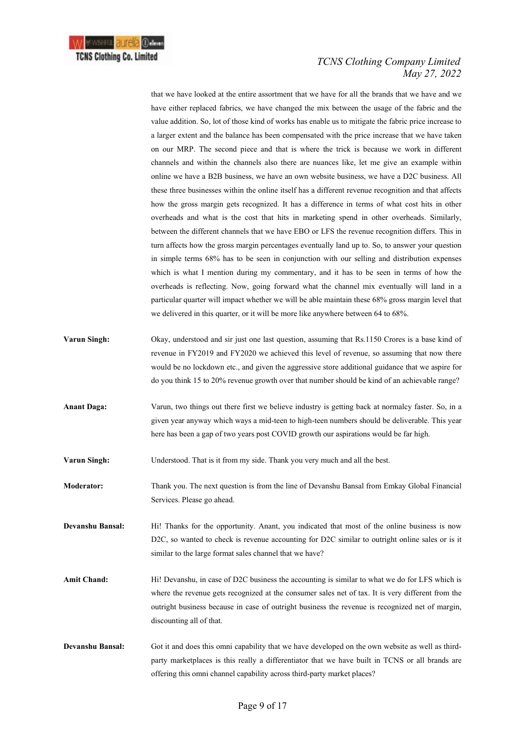that we have looked at the entire assortment that we have for all the brands that we have and we have either replaced fabrics, we have changed the mix between the usage of the fabric and the value addition. So, lot of those kind of works has enable us to mitigate the fabric price increase to a larger extent and the balance has been compensated with the price increase that we have taken on our MRP. The second piece and that is where the trick is because we work in different channels and within the channels also there are nuances like, let me give an example within online we have a B2B business, we have an own website business, we have a D2C business. All these three businesses within the online itself has a different revenue recognition and that affects how the gross margin gets recognized. It has a difference in terms of what cost hits in other overheads and what is the cost that hits in marketing spend in other overheads. Similarly, between the different channels that we have EBO or LFS the revenue recognition differs. This in turn affects how the gross margin percentages eventually land up to. So, to answer your question in simple terms 68% has to be seen in conjunction with our selling and distribution expenses which is what I mention during my commentary, and it has to be seen in terms of how the overheads is reflecting. Now, going forward what the channel mix eventually will land in a particular quarter will impact whether we will be able maintain these 68% gross margin level that we delivered in this quarter, or it will be more like anywhere between 64 to 68%.

**Varun Singh:** Okay, understood and sir just one last question, assuming that Rs.1150 Crores is a base kind of revenue in FY2019 and FY2020 we achieved this level of revenue, so assuming that now there would be no lockdown etc., and given the aggressive store additional guidance that we aspire for do you think 15 to 20% revenue growth over that number should be kind of an achievable range?

**Anant Daga:** Varun, two things out there first we believe industry is getting back at normalcy faster. So, in a given year anyway which ways a mid-teen to high-teen numbers should be deliverable. This year here has been a gap of two years post COVID growth our aspirations would be far high.

**Varun Singh:** Understood. That is it from my side. Thank you very much and all the best.

**Moderator:** Thank you. The next question is from the line of Devanshu Bansal from Emkay Global Financial Services. Please go ahead.

**Devanshu Bansal:** Hi! Thanks for the opportunity. Anant, you indicated that most of the online business is now D2C, so wanted to check is revenue accounting for D2C similar to outright online sales or is it similar to the large format sales channel that we have?

**Amit Chand:** Hi! Devanshu, in case of D2C business the accounting is similar to what we do for LFS which is where the revenue gets recognized at the consumer sales net of tax. It is very different from the outright business because in case of outright business the revenue is recognized net of margin, discounting all of that.

**Devanshu Bansal:** Got it and does this omni capability that we have developed on the own website as well as third-party marketplaces is this really a differentiator that we have built in TCNS or all brands are offering this omni channel capability across third-party market places?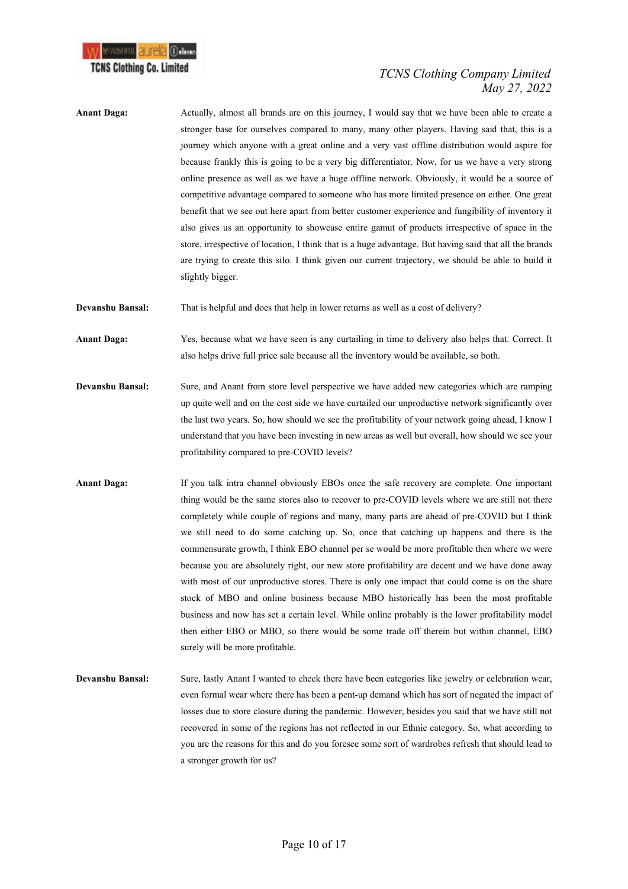**Anant Daga:** Actually, almost all brands are on this journey, I would say that we have been able to create a stronger base for ourselves compared to many, many other players. Having said that, this is a journey which anyone with a great online and a very vast offline distribution would aspire for because frankly this is going to be a very big differentiator. Now, for us we have a very strong online presence as well as we have a huge offline network. Obviously, it would be a source of competitive advantage compared to someone who has more limited presence on either. One great benefit that we see out here apart from better customer experience and fungibility of inventory it also gives us an opportunity to showcase entire gamut of products irrespective of space in the store, irrespective of location, I think that is a huge advantage. But having said that all the brands are trying to create this silo. I think given our current trajectory, we should be able to build it slightly bigger.

**Devanshu Bansal:** That is helpful and does that help in lower returns as well as a cost of delivery?

**Anant Daga:** Yes, because what we have seen is any curtailing in time to delivery also helps that. Correct. It also helps drive full price sale because all the inventory would be available, so both.

**Devanshu Bansal:** Sure, and Anant from store level perspective we have added new categories which are ramping up quite well and on the cost side we have curtailed our unproductive network significantly over the last two years. So, how should we see the profitability of your network going ahead, I know I understand that you have been investing in new areas as well but overall, how should we see your profitability compared to pre-COVID levels?

**Anant Daga:** If you talk intra channel obviously EBOs once the safe recovery are complete. One important thing would be the same stores also to recover to pre-COVID levels where we are still not there completely while couple of regions and many, many parts are ahead of pre-COVID but I think we still need to do some catching up. So, once that catching up happens and there is the commensurate growth, I think EBO channel per se would be more profitable then where we were because you are absolutely right, our new store profitability are decent and we have done away with most of our unproductive stores. There is only one impact that could come is on the share stock of MBO and online business because MBO historically has been the most profitable business and now has set a certain level. While online probably is the lower profitability model then either EBO or MBO, so there would be some trade off therein but within channel, EBO surely will be more profitable.

**Devanshu Bansal:** Sure, lastly Anant I wanted to check there have been categories like jewelry or celebration wear, even formal wear where there has been a pent-up demand which has sort of negated the impact of losses due to store closure during the pandemic. However, besides you said that we have still not recovered in some of the regions has not reflected in our Ethnic category. So, what according to you are the reasons for this and do you foresee some sort of wardrobes refresh that should lead to a stronger growth for us?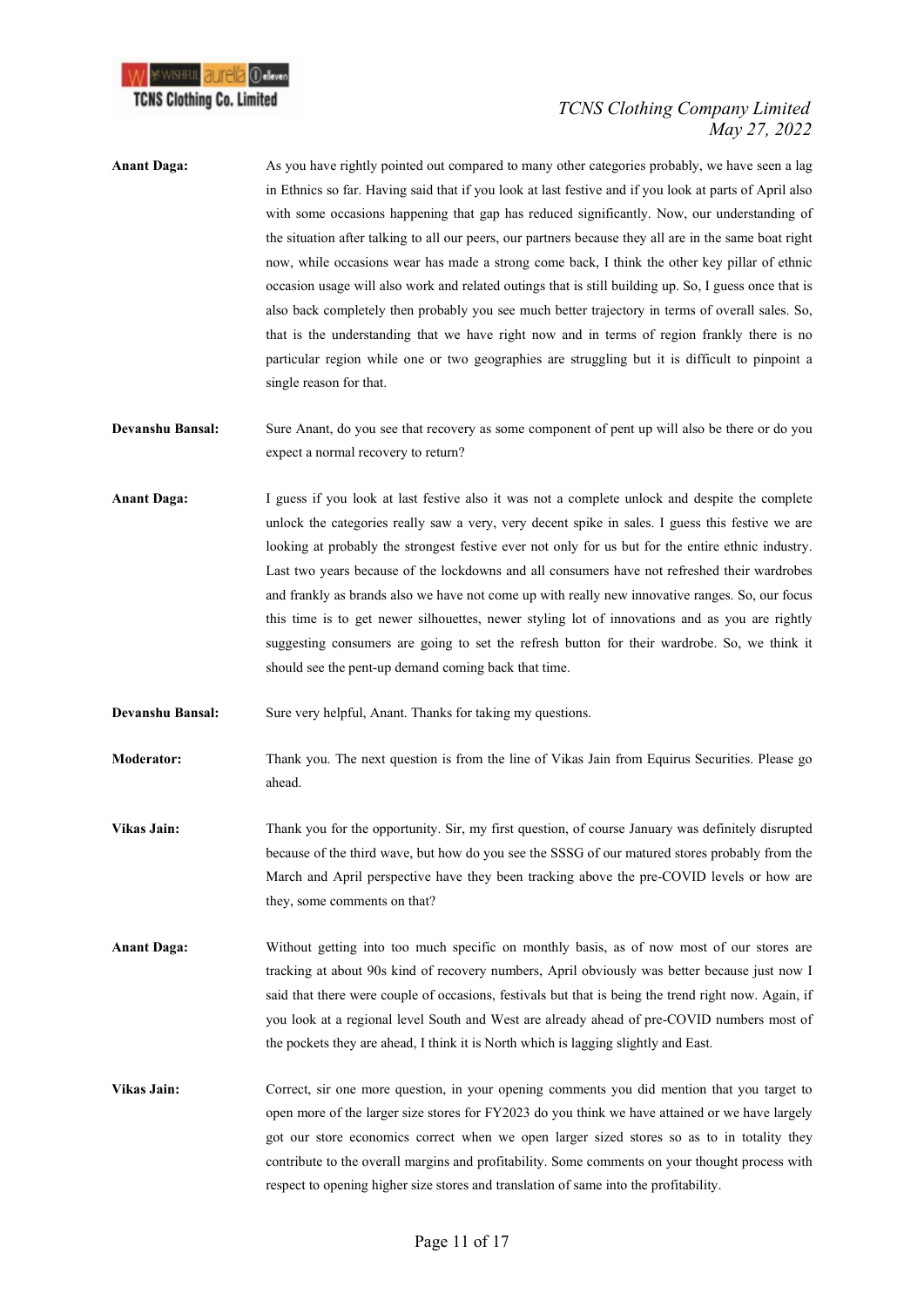**Anant Daga:** As you have rightly pointed out compared to many other categories probably, we have seen a lag in Ethnics so far. Having said that if you look at last festive and if you look at parts of April also with some occasions happening that gap has reduced significantly. Now, our understanding of the situation after talking to all our peers, our partners because they all are in the same boat right now, while occasions wear has made a strong come back, I think the other key pillar of ethnic occasion usage will also work and related outings that is still building up. So, I guess once that is also back completely then probably you see much better trajectory in terms of overall sales. So, that is the understanding that we have right now and in terms of region frankly there is no particular region while one or two geographies are struggling but it is difficult to pinpoint a single reason for that.

**Devanshu Bansal:** Sure Anant, do you see that recovery as some component of pent up will also be there or do you expect a normal recovery to return?

**Anant Daga:** I guess if you look at last festive also it was not a complete unlock and despite the complete unlock the categories really saw a very, very decent spike in sales. I guess this festive we are looking at probably the strongest festive ever not only for us but for the entire ethnic industry. Last two years because of the lockdowns and all consumers have not refreshed their wardrobes and frankly as brands also we have not come up with really new innovative ranges. So, our focus this time is to get newer silhouettes, newer styling lot of innovations and as you are rightly suggesting consumers are going to set the refresh button for their wardrobe. So, we think it should see the pent-up demand coming back that time.

**Devanshu Bansal:** Sure very helpful, Anant. Thanks for taking my questions.

**Moderator:** Thank you. The next question is from the line of Vikas Jain from Equirus Securities. Please go ahead.

**Vikas Jain:** Thank you for the opportunity. Sir, my first question, of course January was definitely disrupted because of the third wave, but how do you see the SSSG of our matured stores probably from the March and April perspective have they been tracking above the pre-COVID levels or how are they, some comments on that?

**Anant Daga:** Without getting into too much specific on monthly basis, as of now most of our stores are tracking at about 90s kind of recovery numbers, April obviously was better because just now I said that there were couple of occasions, festivals but that is being the trend right now. Again, if you look at a regional level South and West are already ahead of pre-COVID numbers most of the pockets they are ahead, I think it is North which is lagging slightly and East.

**Vikas Jain:** Correct, sir one more question, in your opening comments you did mention that you target to open more of the larger size stores for FY2023 do you think we have attained or we have largely got our store economics correct when we open larger sized stores so as to in totality they contribute to the overall margins and profitability. Some comments on your thought process with respect to opening higher size stores and translation of same into the profitability.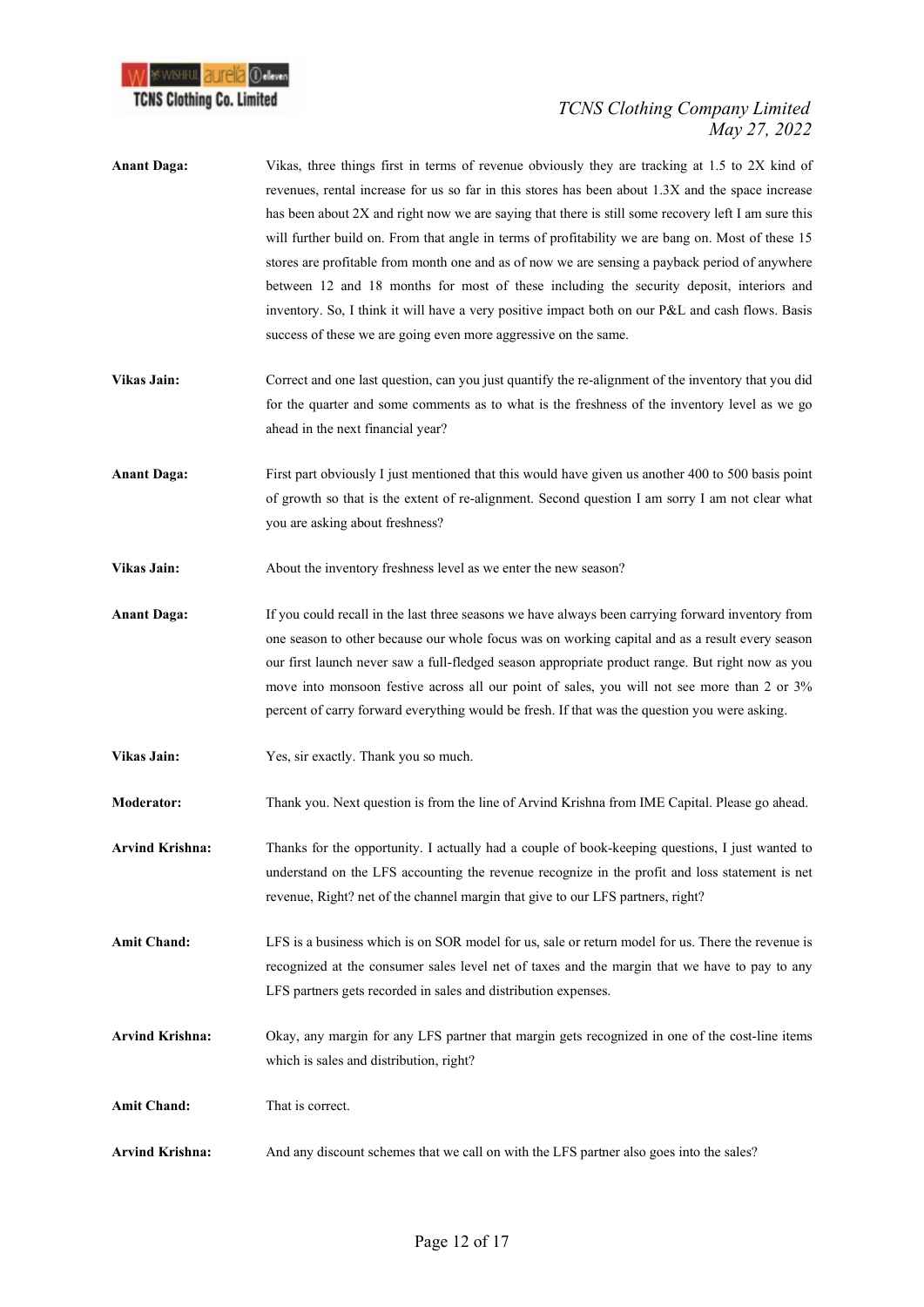**Anant Daga:** Vikas, three things first in terms of revenue obviously they are tracking at 1.5 to 2X kind of revenues, rental increase for us so far in this stores has been about 1.3X and the space increase has been about 2X and right now we are saying that there is still some recovery left I am sure this will further build on. From that angle in terms of profitability we are bang on. Most of these 15 stores are profitable from month one and as of now we are sensing a payback period of anywhere between 12 and 18 months for most of these including the security deposit, interiors and inventory. So, I think it will have a very positive impact both on our P&L and cash flows. Basis success of these we are going even more aggressive on the same.

**Vikas Jain:** Correct and one last question, can you just quantify the re-alignment of the inventory that you did for the quarter and some comments as to what is the freshness of the inventory level as we go ahead in the next financial year?

**Anant Daga:** First part obviously I just mentioned that this would have given us another 400 to 500 basis point of growth so that is the extent of re-alignment. Second question I am sorry I am not clear what you are asking about freshness?

**Vikas Jain:** About the inventory freshness level as we enter the new season?

**Anant Daga:** If you could recall in the last three seasons we have always been carrying forward inventory from one season to other because our whole focus was on working capital and as a result every season our first launch never saw a full-fledged season appropriate product range. But right now as you move into monsoon festive across all our point of sales, you will not see more than 2 or 3% percent of carry forward everything would be fresh. If that was the question you were asking.

**Vikas Jain:** Yes, sir exactly. Thank you so much.

**Moderator:** Thank you. Next question is from the line of Arvind Krishna from IME Capital. Please go ahead.

**Arvind Krishna:** Thanks for the opportunity. I actually had a couple of book-keeping questions, I just wanted to understand on the LFS accounting the revenue recognize in the profit and loss statement is net revenue, Right? net of the channel margin that give to our LFS partners, right?

**Amit Chand:** LFS is a business which is on SOR model for us, sale or return model for us. There the revenue is recognized at the consumer sales level net of taxes and the margin that we have to pay to any LFS partners gets recorded in sales and distribution expenses.

**Arvind Krishna:** Okay, any margin for any LFS partner that margin gets recognized in one of the cost-line items which is sales and distribution, right?

**Amit Chand:** That is correct.

**Arvind Krishna:** And any discount schemes that we call on with the LFS partner also goes into the sales?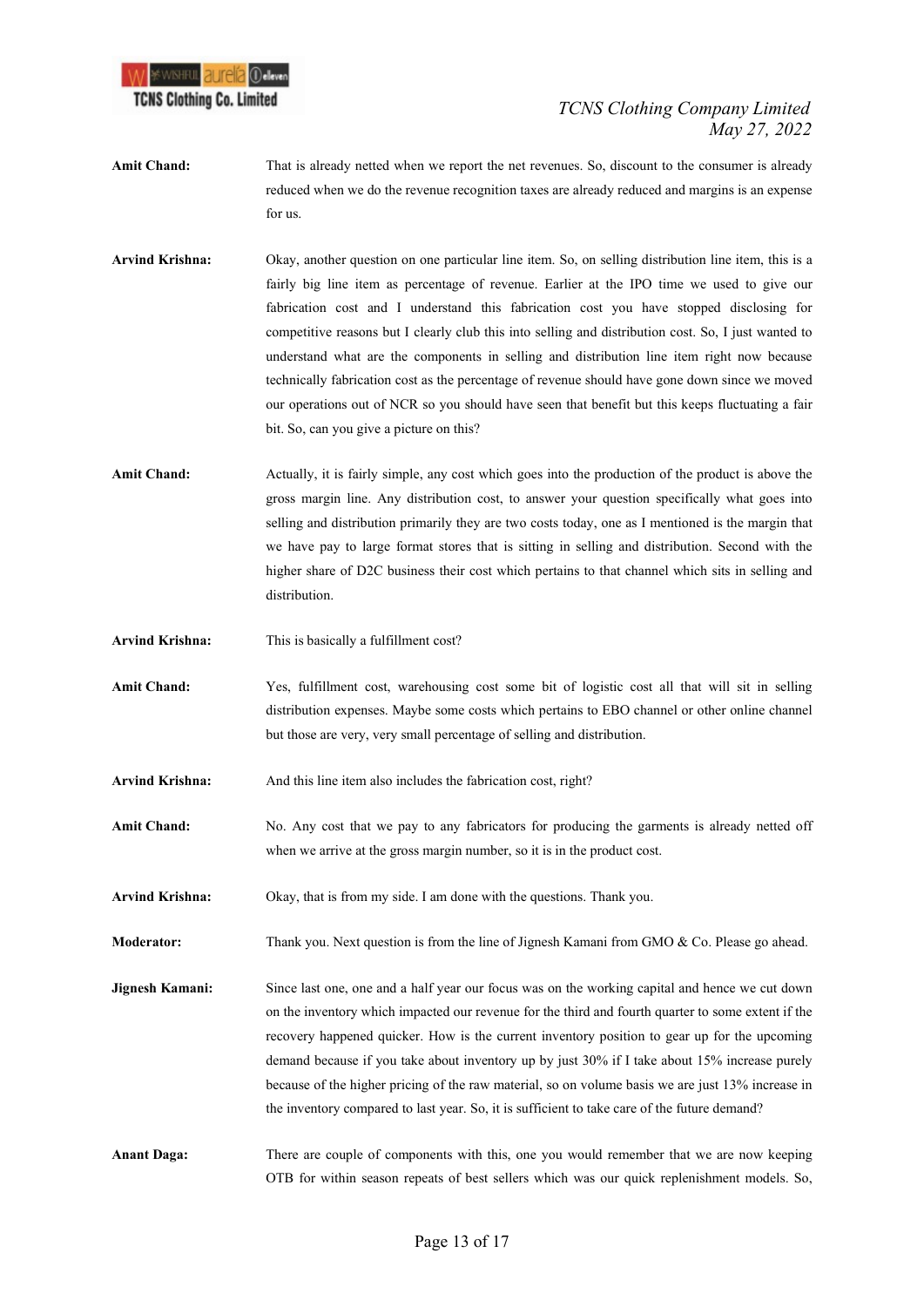**Amit Chand:** That is already netted when we report the net revenues. So, discount to the consumer is already reduced when we do the revenue recognition taxes are already reduced and margins is an expense for us.

**Arvind Krishna:** Okay, another question on one particular line item. So, on selling distribution line item, this is a fairly big line item as percentage of revenue. Earlier at the IPO time we used to give our fabrication cost and I understand this fabrication cost you have stopped disclosing for competitive reasons but I clearly club this into selling and distribution cost. So, I just wanted to understand what are the components in selling and distribution line item right now because technically fabrication cost as the percentage of revenue should have gone down since we moved our operations out of NCR so you should have seen that benefit but this keeps fluctuating a fair bit. So, can you give a picture on this?

**Amit Chand:** Actually, it is fairly simple, any cost which goes into the production of the product is above the gross margin line. Any distribution cost, to answer your question specifically what goes into selling and distribution primarily they are two costs today, one as I mentioned is the margin that we have pay to large format stores that is sitting in selling and distribution. Second with the higher share of D2C business their cost which pertains to that channel which sits in selling and distribution.

**Arvind Krishna:** This is basically a fulfillment cost?

**Amit Chand:** Yes, fulfillment cost, warehousing cost some bit of logistic cost all that will sit in selling distribution expenses. Maybe some costs which pertains to EBO channel or other online channel but those are very, very small percentage of selling and distribution.

**Arvind Krishna:** And this line item also includes the fabrication cost, right?

**Amit Chand:** No. Any cost that we pay to any fabricators for producing the garments is already netted off when we arrive at the gross margin number, so it is in the product cost.

**Arvind Krishna:** Okay, that is from my side. I am done with the questions. Thank you.

**Moderator:** Thank you. Next question is from the line of Jignesh Kamani from GMO & Co. Please go ahead.

**Jignesh Kamani:** Since last one, one and a half year our focus was on the working capital and hence we cut down on the inventory which impacted our revenue for the third and fourth quarter to some extent if the recovery happened quicker. How is the current inventory position to gear up for the upcoming demand because if you take about inventory up by just 30% if I take about 15% increase purely because of the higher pricing of the raw material, so on volume basis we are just 13% increase in the inventory compared to last year. So, it is sufficient to take care of the future demand?

**Anant Daga:** There are couple of components with this, one you would remember that we are now keeping OTB for within season repeats of best sellers which was our quick replenishment models. So,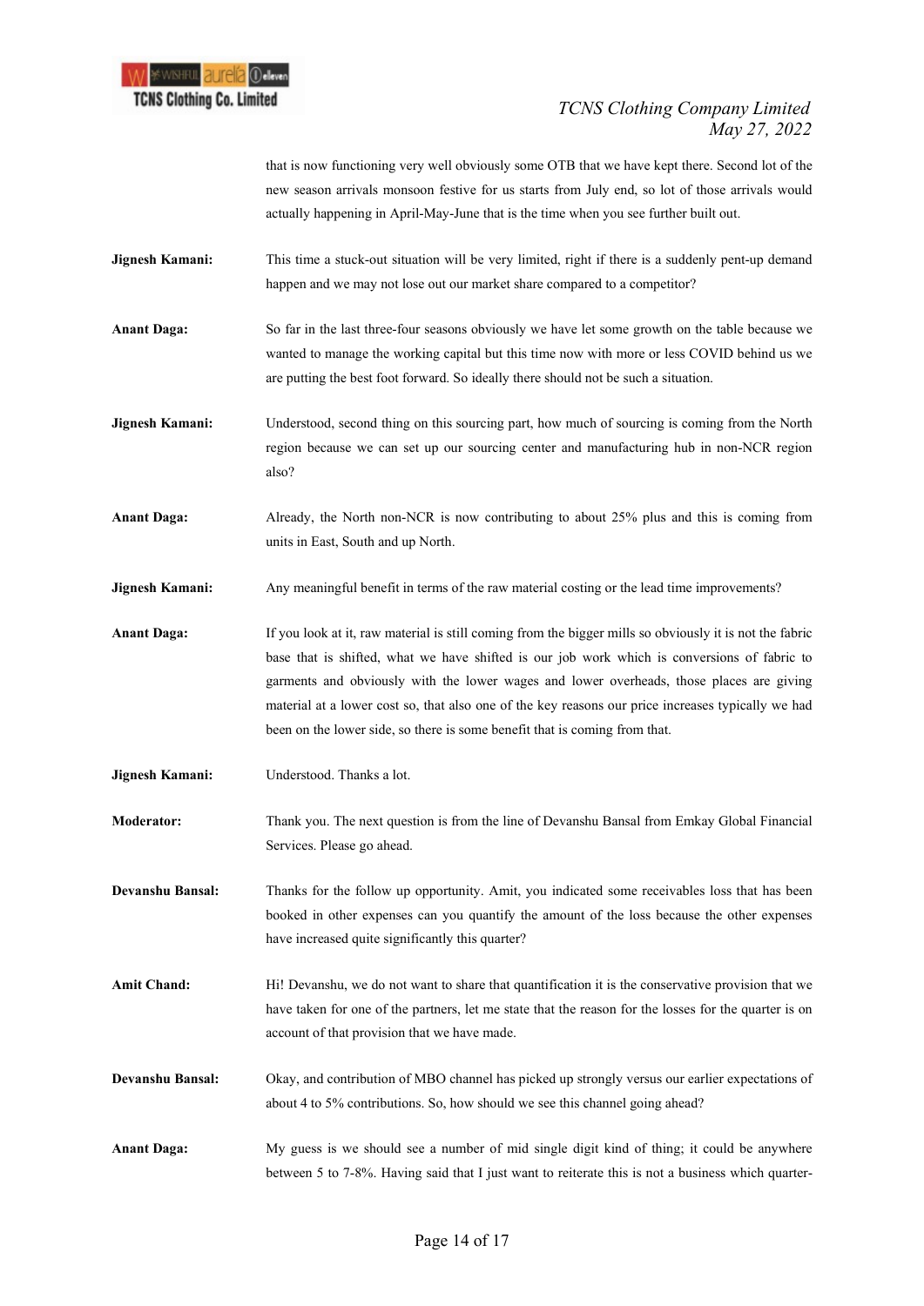that is now functioning very well obviously some OTB that we have kept there. Second lot of the new season arrivals monsoon festive for us starts from July end, so lot of those arrivals would actually happening in April-May-June that is the time when you see further built out.

**Jignesh Kamani:** This time a stuck-out situation will be very limited, right if there is a suddenly pent-up demand happen and we may not lose out our market share compared to a competitor?

**Anant Daga:** So far in the last three-four seasons obviously we have let some growth on the table because we wanted to manage the working capital but this time now with more or less COVID behind us we are putting the best foot forward. So ideally there should not be such a situation.

**Jignesh Kamani:** Understood, second thing on this sourcing part, how much of sourcing is coming from the North region because we can set up our sourcing center and manufacturing hub in non-NCR region also?

**Anant Daga:** Already, the North non-NCR is now contributing to about 25% plus and this is coming from units in East, South and up North.

**Jignesh Kamani:** Any meaningful benefit in terms of the raw material costing or the lead time improvements?

**Anant Daga:** If you look at it, raw material is still coming from the bigger mills so obviously it is not the fabric base that is shifted, what we have shifted is our job work which is conversions of fabric to garments and obviously with the lower wages and lower overheads, those places are giving material at a lower cost so, that also one of the key reasons our price increases typically we had been on the lower side, so there is some benefit that is coming from that.

**Jignesh Kamani:** Understood. Thanks a lot.

**Moderator:** Thank you. The next question is from the line of Devanshu Bansal from Emkay Global Financial Services. Please go ahead.

**Devanshu Bansal:** Thanks for the follow up opportunity. Amit, you indicated some receivables loss that has been booked in other expenses can you quantify the amount of the loss because the other expenses have increased quite significantly this quarter?

**Amit Chand:** Hi! Devanshu, we do not want to share that quantification it is the conservative provision that we have taken for one of the partners, let me state that the reason for the losses for the quarter is on account of that provision that we have made.

**Devanshu Bansal:** Okay, and contribution of MBO channel has picked up strongly versus our earlier expectations of about 4 to 5% contributions. So, how should we see this channel going ahead?

**Anant Daga:** My guess is we should see a number of mid single digit kind of thing; it could be anywhere between 5 to 7-8%. Having said that I just want to reiterate this is not a business which quarter-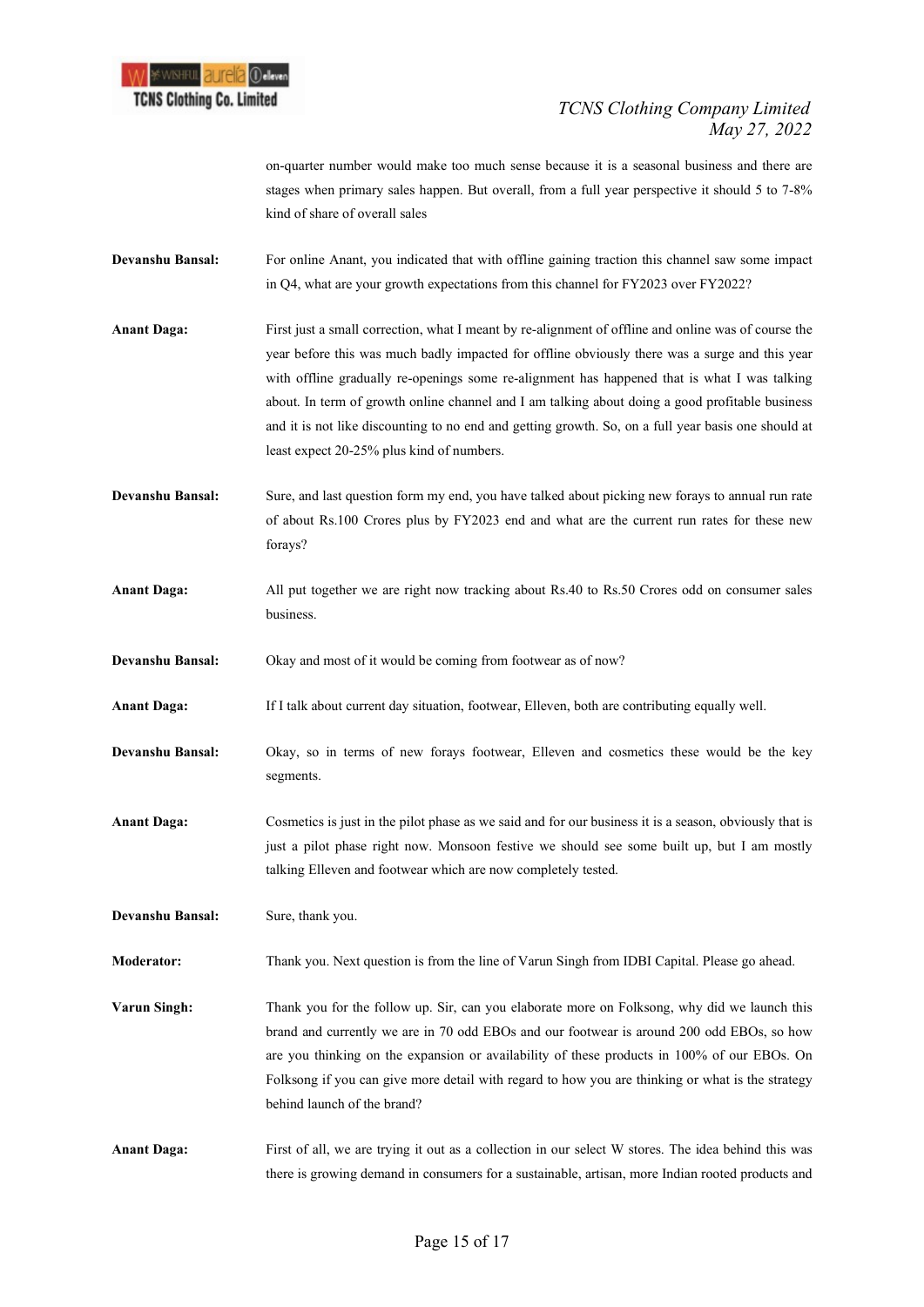on-quarter number would make too much sense because it is a seasonal business and there are stages when primary sales happen. But overall, from a full year perspective it should 5 to 7-8% kind of share of overall sales

**Devanshu Bansal:** For online Anant, you indicated that with offline gaining traction this channel saw some impact in Q4, what are your growth expectations from this channel for FY2023 over FY2022?

**Anant Daga:** First just a small correction, what I meant by re-alignment of offline and online was of course the year before this was much badly impacted for offline obviously there was a surge and this year with offline gradually re-openings some re-alignment has happened that is what I was talking about. In term of growth online channel and I am talking about doing a good profitable business and it is not like discounting to no end and getting growth. So, on a full year basis one should at least expect 20-25% plus kind of numbers.

**Devanshu Bansal:** Sure, and last question form my end, you have talked about picking new forays to annual run rate of about Rs.100 Crores plus by FY2023 end and what are the current run rates for these new forays?

**Anant Daga:** All put together we are right now tracking about Rs.40 to Rs.50 Crores odd on consumer sales business.

**Devanshu Bansal:** Okay and most of it would be coming from footwear as of now?

**Anant Daga:** If I talk about current day situation, footwear, Elleven, both are contributing equally well.

**Devanshu Bansal:** Okay, so in terms of new forays footwear, Elleven and cosmetics these would be the key segments.

**Anant Daga:** Cosmetics is just in the pilot phase as we said and for our business it is a season, obviously that is just a pilot phase right now. Monsoon festive we should see some built up, but I am mostly talking Elleven and footwear which are now completely tested.

**Devanshu Bansal:** Sure, thank you.

**Moderator:** Thank you. Next question is from the line of Varun Singh from IDBI Capital. Please go ahead.

**Varun Singh:** Thank you for the follow up. Sir, can you elaborate more on Folksong, why did we launch this brand and currently we are in 70 odd EBOs and our footwear is around 200 odd EBOs, so how are you thinking on the expansion or availability of these products in 100% of our EBOs. On Folksong if you can give more detail with regard to how you are thinking or what is the strategy behind launch of the brand?

**Anant Daga:** First of all, we are trying it out as a collection in our select W stores. The idea behind this was there is growing demand in consumers for a sustainable, artisan, more Indian rooted products and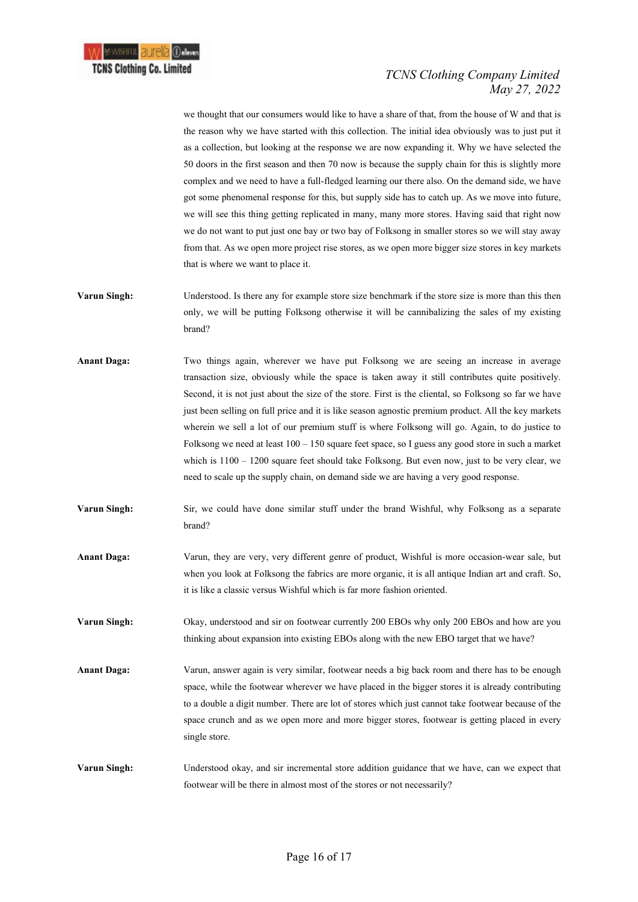we thought that our consumers would like to have a share of that, from the house of W and that is the reason why we have started with this collection. The initial idea obviously was to just put it as a collection, but looking at the response we are now expanding it. Why we have selected the 50 doors in the first season and then 70 now is because the supply chain for this is slightly more complex and we need to have a full-fledged learning our there also. On the demand side, we have got some phenomenal response for this, but supply side has to catch up. As we move into future, we will see this thing getting replicated in many, many more stores. Having said that right now we do not want to put just one bay or two bay of Folksong in smaller stores so we will stay away from that. As we open more project rise stores, as we open more bigger size stores in key markets that is where we want to place it.

**Varun Singh:** Understood. Is there any for example store size benchmark if the store size is more than this then only, we will be putting Folksong otherwise it will be cannibalizing the sales of my existing brand?

**Anant Daga:** Two things again, wherever we have put Folksong we are seeing an increase in average transaction size, obviously while the space is taken away it still contributes quite positively. Second, it is not just about the size of the store. First is the cliental, so Folksong so far we have just been selling on full price and it is like season agnostic premium product. All the key markets wherein we sell a lot of our premium stuff is where Folksong will go. Again, to do justice to Folksong we need at least 100 – 150 square feet space, so I guess any good store in such a market which is 1100 – 1200 square feet should take Folksong. But even now, just to be very clear, we need to scale up the supply chain, on demand side we are having a very good response.

**Varun Singh:** Sir, we could have done similar stuff under the brand Wishful, why Folksong as a separate brand?

**Anant Daga:** Varun, they are very, very different genre of product, Wishful is more occasion-wear sale, but when you look at Folksong the fabrics are more organic, it is all antique Indian art and craft. So, it is like a classic versus Wishful which is far more fashion oriented.

**Varun Singh:** Okay, understood and sir on footwear currently 200 EBOs why only 200 EBOs and how are you thinking about expansion into existing EBOs along with the new EBO target that we have?

**Anant Daga:** Varun, answer again is very similar, footwear needs a big back room and there has to be enough space, while the footwear wherever we have placed in the bigger stores it is already contributing to a double a digit number. There are lot of stores which just cannot take footwear because of the space crunch and as we open more and more bigger stores, footwear is getting placed in every single store.

**Varun Singh:** Understood okay, and sir incremental store addition guidance that we have, can we expect that footwear will be there in almost most of the stores or not necessarily?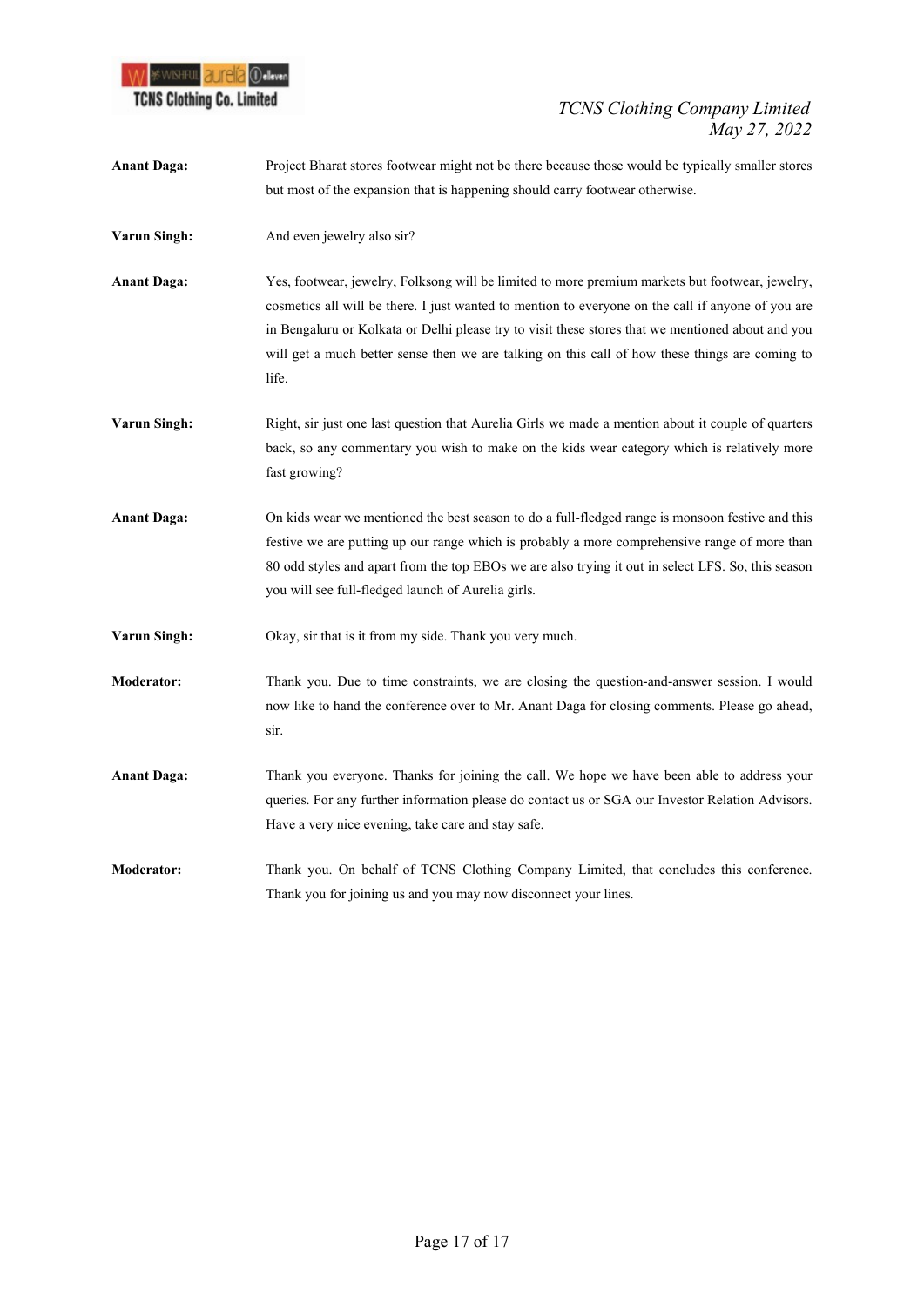**Anant Daga:** Project Bharat stores footwear might not be there because those would be typically smaller stores but most of the expansion that is happening should carry footwear otherwise.

**Varun Singh:** And even jewelry also sir?

**Anant Daga:** Yes, footwear, jewelry, Folksong will be limited to more premium markets but footwear, jewelry, cosmetics all will be there. I just wanted to mention to everyone on the call if anyone of you are in Bengaluru or Kolkata or Delhi please try to visit these stores that we mentioned about and you will get a much better sense then we are talking on this call of how these things are coming to life.

**Varun Singh:** Right, sir just one last question that Aurelia Girls we made a mention about it couple of quarters back, so any commentary you wish to make on the kids wear category which is relatively more fast growing?

**Anant Daga:** On kids wear we mentioned the best season to do a full-fledged range is monsoon festive and this festive we are putting up our range which is probably a more comprehensive range of more than 80 odd styles and apart from the top EBOs we are also trying it out in select LFS. So, this season you will see full-fledged launch of Aurelia girls.

**Varun Singh:** Okay, sir that is it from my side. Thank you very much.

**Moderator:** Thank you. Due to time constraints, we are closing the question-and-answer session. I would now like to hand the conference over to Mr. Anant Daga for closing comments. Please go ahead, sir.

**Anant Daga:** Thank you everyone. Thanks for joining the call. We hope we have been able to address your queries. For any further information please do contact us or SGA our Investor Relation Advisors. Have a very nice evening, take care and stay safe.

**Moderator:** Thank you. On behalf of TCNS Clothing Company Limited, that concludes this conference. Thank you for joining us and you may now disconnect your lines.